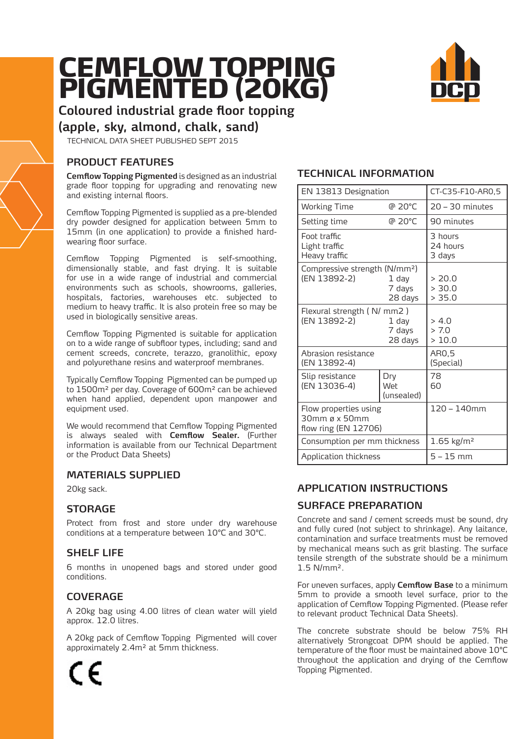# CEMFLOW TOPPING PIGMENTED (20KG)

## Coloured industrial grade floor topping (apple, sky, almond, chalk, sand)

TECHNICAL DATA SHEET PUBLISHED SEPT 2015

### PRODUCT FEATURES

**Cemflow Topping Pigmented** is designed as an industrial grade floor topping for upgrading and renovating new and existing internal floors.

Cemflow Topping Pigmented is supplied as a pre-blended dry powder designed for application between 5mm to 15mm (in one application) to provide a finished hard-wearing floor surface.

Cemflow Topping Pigmented is self-smoothing, dimensionally stable, and fast drying. It is suitable for use in a wide range of industrial and commercial environments such as schools, showrooms, galleries, hospitals, factories, warehouses etc. subjected to medium to heavy traffic. It is also protein free so may be used in biologically sensitive areas.

Cemflow Topping Pigmented is suitable for application on to a wide range of subfloor types, including; sand and cement screeds, concrete, terazzo, granolithic, epoxy and polyurethane resins and waterproof membranes.

Typically Cemflow Topping Pigmented can be pumped up to 1500m² per day. Coverage of 600m² can be achieved when hand applied, dependent upon manpower and equipment used.

We would recommend that Cemflow Topping Pigmented is always sealed with **Cemflow Sealer.** (Further information is available from our Technical Department or the Product Data Sheets)

### MATERIALS SUPPLIED

20kg sack.

### STORAGE

Protect from frost and store under dry warehouse conditions at a temperature between 10°C and 30°C.

### SHELF LIFE

6 months in unopened bags and stored under good conditions.

### COVERAGE

A 20kg bag using 4.00 litres of clean water will yield approx. 12.0 litres.

A 20kg pack of Cemflow Topping Pigmented will cover approximately 2.4m² at 5mm thickness.

CE

### TECHNICAL INFORMATION

| | | |
|---|---|---|
| EN 13813 Designation | | CT-C35-F10-AR0,5 |
| Working Time | @ 20°C | 20 – 30 minutes |
| Setting time | @ 20°C | 90 minutes |
| Foot traffic<br>Light traffic<br>Heavy traffic | | 3 hours<br>24 hours<br>3 days |
| Compressive strength (N/mm²)<br>(EN 13892-2) | 1 day<br>7 days<br>28 days | > 20.0<br>> 30.0<br>> 35.0 |
| Flexural strength ( N/ mm2 )<br>(EN 13892-2) | 1 day<br>7 days<br>28 days | > 4.0<br>> 7.0<br>> 10.0 |
| Abrasion resistance<br>(EN 13892-4) | | AR0,5<br>(Special) |
| Slip resistance<br>(EN 13036-4) | Dry<br>Wet<br>(unsealed) | 78<br>60 |
| Flow properties using 30mm ø x 50mm flow ring (EN 12706) | | 120 – 140mm |
| Consumption per mm thickness | | 1.65 kg/m² |
| Application thickness | | 5 – 15 mm |

### APPLICATION INSTRUCTIONS

### SURFACE PREPARATION

Concrete and sand / cement screeds must be sound, dry and fully cured (not subject to shrinkage). Any laitance, contamination and surface treatments must be removed by mechanical means such as grit blasting. The surface tensile strength of the substrate should be a minimum 1.5 N/mm².

For uneven surfaces, apply **Cemflow Base** to a minimum 5mm to provide a smooth level surface, prior to the application of Cemflow Topping Pigmented. (Please refer to relevant product Technical Data Sheets).

The concrete substrate should be below 75% RH alternatively Strongcoat DPM should be applied. The temperature of the floor must be maintained above 10°C throughout the application and drying of the Cemflow Topping Pigmented.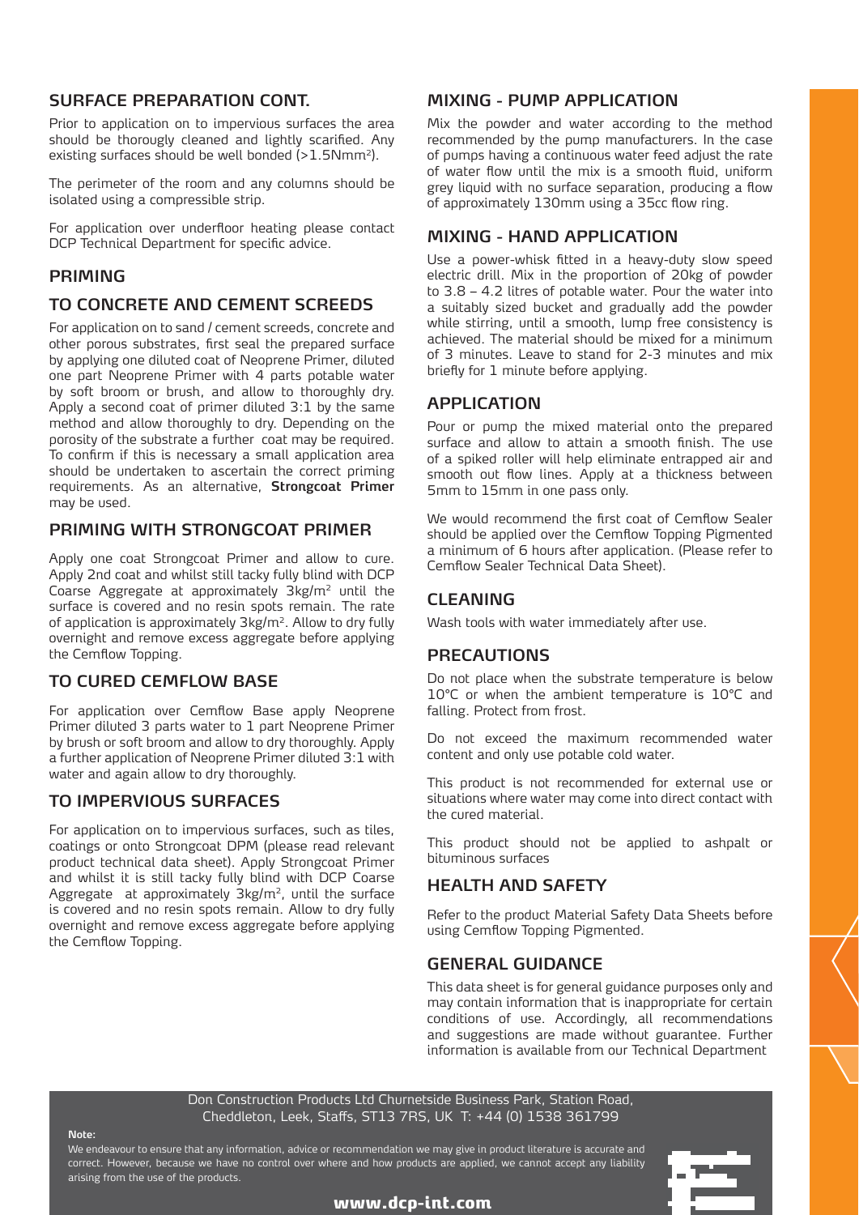## SURFACE PREPARATION CONT.

Prior to application on to impervious surfaces the area should be thorougly cleaned and lightly scarified. Any existing surfaces should be well bonded (>1.5Nmm$^2$).

The perimeter of the room and any columns should be isolated using a compressible strip.

For application over underfloor heating please contact DCP Technical Department for specific advice.

## PRIMING

## TO CONCRETE AND CEMENT SCREEDS

For application on to sand / cement screeds, concrete and other porous substrates, first seal the prepared surface by applying one diluted coat of Neoprene Primer, diluted one part Neoprene Primer with 4 parts potable water by soft broom or brush, and allow to thoroughly dry. Apply a second coat of primer diluted 3:1 by the same method and allow thoroughly to dry. Depending on the porosity of the substrate a further coat may be required. To confirm if this is necessary a small application area should be undertaken to ascertain the correct priming requirements. As an alternative, **Strongcoat Primer** may be used.

## PRIMING WITH STRONGCOAT PRIMER

Apply one coat Strongcoat Primer and allow to cure. Apply 2nd coat and whilst still tacky fully blind with DCP Coarse Aggregate at approximately 3kg/m$^2$ until the surface is covered and no resin spots remain. The rate of application is approximately 3kg/m$^2$. Allow to dry fully overnight and remove excess aggregate before applying the Cemflow Topping.

## TO CURED CEMFLOW BASE

For application over Cemflow Base apply Neoprene Primer diluted 3 parts water to 1 part Neoprene Primer by brush or soft broom and allow to dry thoroughly. Apply a further application of Neoprene Primer diluted 3:1 with water and again allow to dry thoroughly.

## TO IMPERVIOUS SURFACES

For application on to impervious surfaces, such as tiles, coatings or onto Strongcoat DPM (please read relevant product technical data sheet). Apply Strongcoat Primer and whilst it is still tacky fully blind with DCP Coarse Aggregate at approximately 3kg/m$^2$, until the surface is covered and no resin spots remain. Allow to dry fully overnight and remove excess aggregate before applying the Cemflow Topping.

## MIXING - PUMP APPLICATION

Mix the powder and water according to the method recommended by the pump manufacturers. In the case of pumps having a continuous water feed adjust the rate of water flow until the mix is a smooth fluid, uniform grey liquid with no surface separation, producing a flow of approximately 130mm using a 35cc flow ring.

## MIXING - HAND APPLICATION

Use a power-whisk fitted in a heavy-duty slow speed electric drill. Mix in the proportion of 20kg of powder to 3.8 – 4.2 litres of potable water. Pour the water into a suitably sized bucket and gradually add the powder while stirring, until a smooth, lump free consistency is achieved. The material should be mixed for a minimum of 3 minutes. Leave to stand for 2-3 minutes and mix briefly for 1 minute before applying.

## APPLICATION

Pour or pump the mixed material onto the prepared surface and allow to attain a smooth finish. The use of a spiked roller will help eliminate entrapped air and smooth out flow lines. Apply at a thickness between 5mm to 15mm in one pass only.

We would recommend the first coat of Cemflow Sealer should be applied over the Cemflow Topping Pigmented a minimum of 6 hours after application. (Please refer to Cemflow Sealer Technical Data Sheet).

## CLEANING

Wash tools with water immediately after use.

## PRECAUTIONS

Do not place when the substrate temperature is below 10°C or when the ambient temperature is 10°C and falling. Protect from frost.

Do not exceed the maximum recommended water content and only use potable cold water.

This product is not recommended for external use or situations where water may come into direct contact with the cured material.

This product should not be applied to ashpalt or bituminous surfaces

## HEALTH AND SAFETY

Refer to the product Material Safety Data Sheets before using Cemflow Topping Pigmented.

## GENERAL GUIDANCE

This data sheet is for general guidance purposes only and may contain information that is inappropriate for certain conditions of use. Accordingly, all recommendations and suggestions are made without guarantee. Further information is available from our Technical Department

Don Construction Products Ltd Churnetside Business Park, Station Road, Cheddleton, Leek, Staffs, ST13 7RS, UK T: +44 (0) 1538 361799

**Note:**

We endeavour to ensure that any information, advice or recommendation we may give in product literature is accurate and correct. However, because we have no control over where and how products are applied, we cannot accept any liability arising from the use of the products.

**www.dcp-int.com**